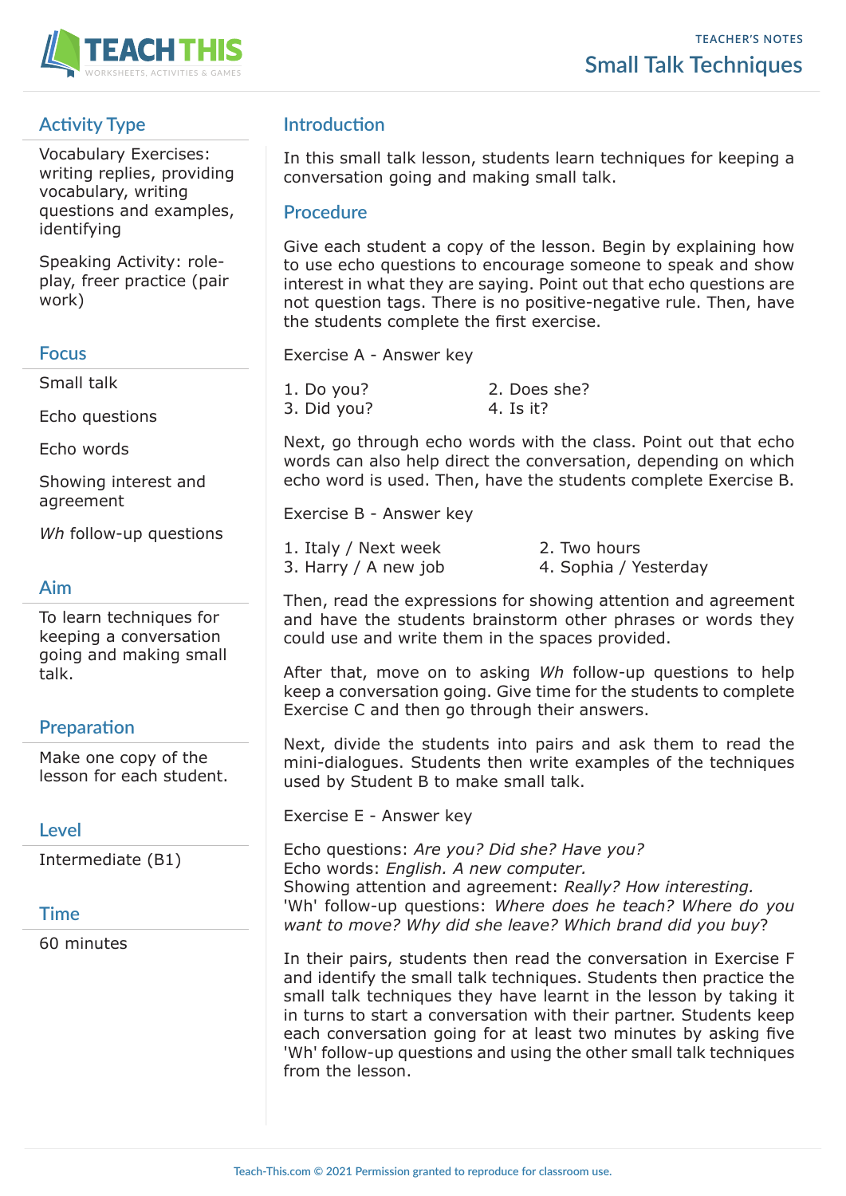TEACHER'S NOTES

# Small Talk Techniques

## Activity Type

Vocabulary Exercises: writing replies, providing vocabulary, writing questions and examples, identifying

Speaking Activity: role-play, freer practice (pair work)

## Focus

Small talk

Echo questions

Echo words

Showing interest and agreement

*Wh* follow-up questions

## Aim

To learn techniques for keeping a conversation going and making small talk.

## Preparation

Make one copy of the lesson for each student.

## Level

Intermediate (B1)

## Time

60 minutes

## Introduction

In this small talk lesson, students learn techniques for keeping a conversation going and making small talk.

## Procedure

Give each student a copy of the lesson. Begin by explaining how to use echo questions to encourage someone to speak and show interest in what they are saying. Point out that echo questions are not question tags. There is no positive-negative rule. Then, have the students complete the first exercise.

Exercise A - Answer key

1. Do you?
2. Does she?
3. Did you?
4. Is it?

Next, go through echo words with the class. Point out that echo words can also help direct the conversation, depending on which echo word is used. Then, have the students complete Exercise B.

Exercise B - Answer key

1. Italy / Next week
2. Two hours
3. Harry / A new job
4. Sophia / Yesterday

Then, read the expressions for showing attention and agreement and have the students brainstorm other phrases or words they could use and write them in the spaces provided.

After that, move on to asking *Wh* follow-up questions to help keep a conversation going. Give time for the students to complete Exercise C and then go through their answers.

Next, divide the students into pairs and ask them to read the mini-dialogues. Students then write examples of the techniques used by Student B to make small talk.

Exercise E - Answer key

Echo questions: *Are you? Did she? Have you?*
Echo words: *English. A new computer.*
Showing attention and agreement: *Really? How interesting.*
'Wh' follow-up questions: *Where does he teach? Where do you want to move? Why did she leave? Which brand did you buy*?

In their pairs, students then read the conversation in Exercise F and identify the small talk techniques. Students then practice the small talk techniques they have learnt in the lesson by taking it in turns to start a conversation with their partner. Students keep each conversation going for at least two minutes by asking five 'Wh' follow-up questions and using the other small talk techniques from the lesson.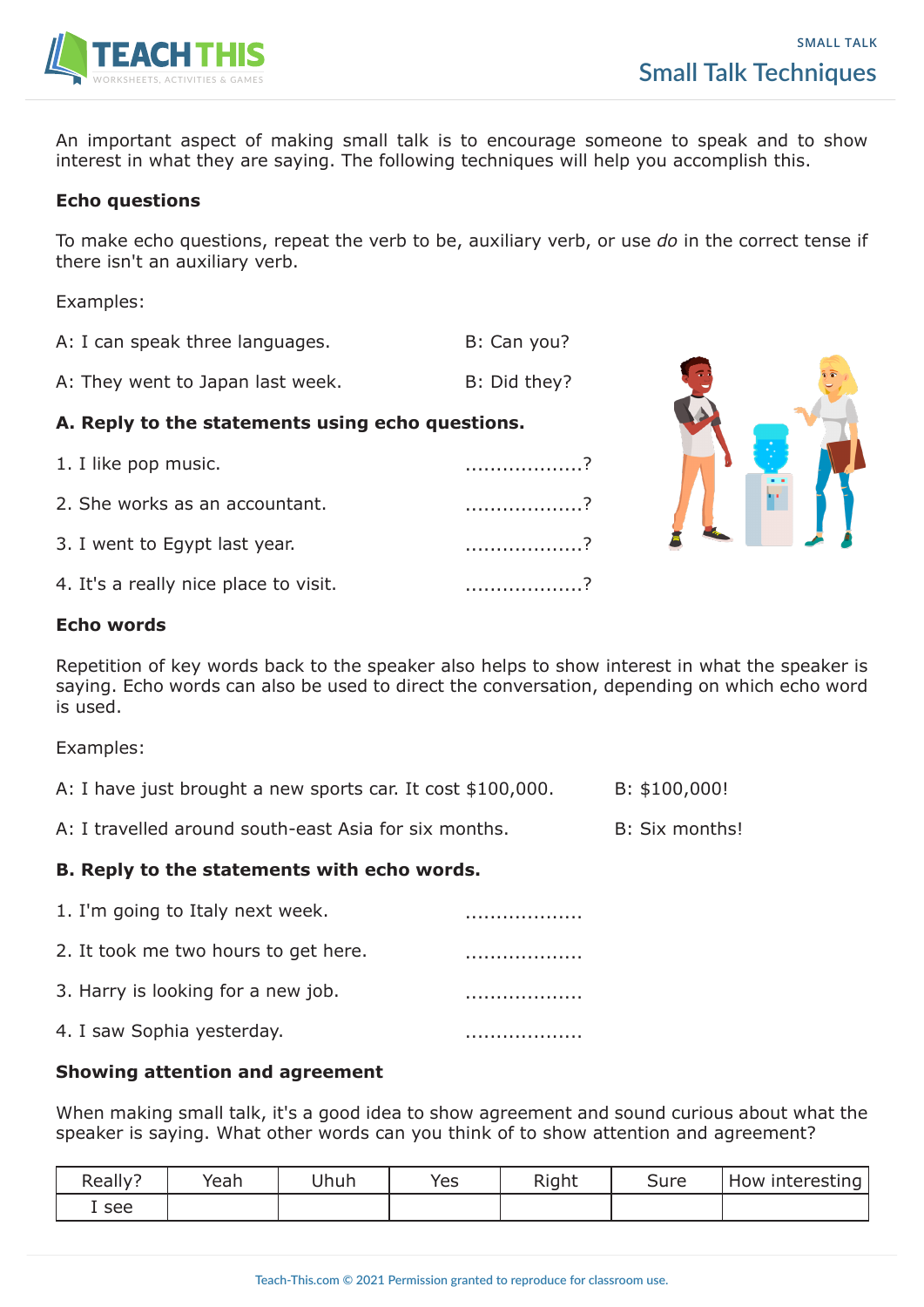# Small Talk Techniques

An important aspect of making small talk is to encourage someone to speak and to show interest in what they are saying. The following techniques will help you accomplish this.

**Echo questions**

To make echo questions, repeat the verb to be, auxiliary verb, or use *do* in the correct tense if there isn't an auxiliary verb.

Examples:

A: I can speak three languages. B: Can you?

A: They went to Japan last week. B: Did they?

**A. Reply to the statements using echo questions.**

1. I like pop music. ...................?
2. She works as an accountant. ...................?
3. I went to Egypt last year. ...................?
4. It's a really nice place to visit. ...................?

**Echo words**

Repetition of key words back to the speaker also helps to show interest in what the speaker is saying. Echo words can also be used to direct the conversation, depending on which echo word is used.

Examples:

A: I have just brought a new sports car. It cost $100,000. B: $100,000!

A: I travelled around south-east Asia for six months. B: Six months!

**B. Reply to the statements with echo words.**

1. I'm going to Italy next week. ...................
2. It took me two hours to get here. ...................
3. Harry is looking for a new job. ...................
4. I saw Sophia yesterday. ...................

**Showing attention and agreement**

When making small talk, it's a good idea to show agreement and sound curious about what the speaker is saying. What other words can you think of to show attention and agreement?

| Really? | Yeah | Uhuh | Yes | Right | Sure | How interesting |
|---|---|---|---|---|---|---|
| I see | | | | | | |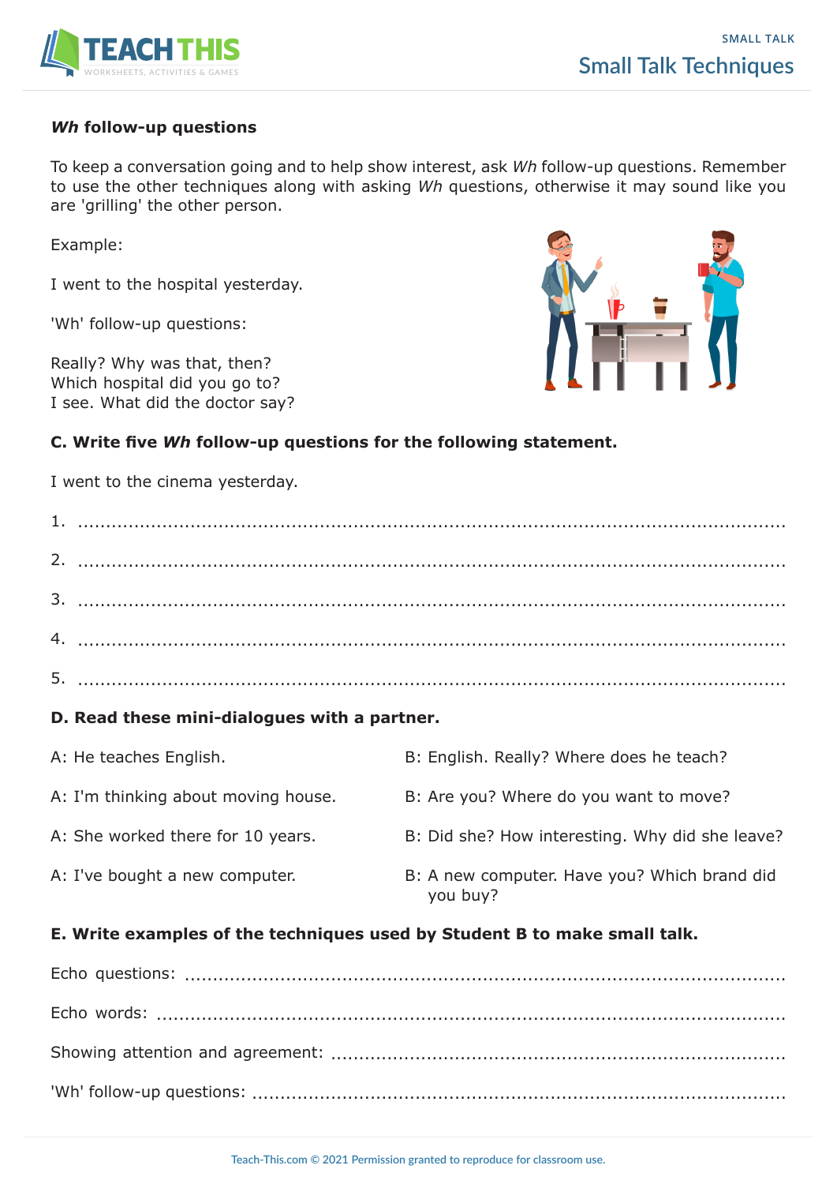### *Wh* follow-up questions

To keep a conversation going and to help show interest, ask *Wh* follow-up questions. Remember to use the other techniques along with asking *Wh* questions, otherwise it may sound like you are 'grilling' the other person.

Example:

I went to the hospital yesterday.

'Wh' follow-up questions:

Really? Why was that, then?
Which hospital did you go to?
I see. What did the doctor say?

### C. Write five *Wh* follow-up questions for the following statement.

I went to the cinema yesterday.

1. ..............................................................................................................
2. ..............................................................................................................
3. ..............................................................................................................
4. ..............................................................................................................
5. ..............................................................................................................

### D. Read these mini-dialogues with a partner.

A: He teaches English.
B: English. Really? Where does he teach?

A: I'm thinking about moving house.
B: Are you? Where do you want to move?

A: She worked there for 10 years.
B: Did she? How interesting. Why did she leave?

A: I've bought a new computer.
B: A new computer. Have you? Which brand did you buy?

### E. Write examples of the techniques used by Student B to make small talk.

Echo questions: ..............................................................................................

Echo words: ..................................................................................................

Showing attention and agreement: ..................................................................

'Wh' follow-up questions: ................................................................................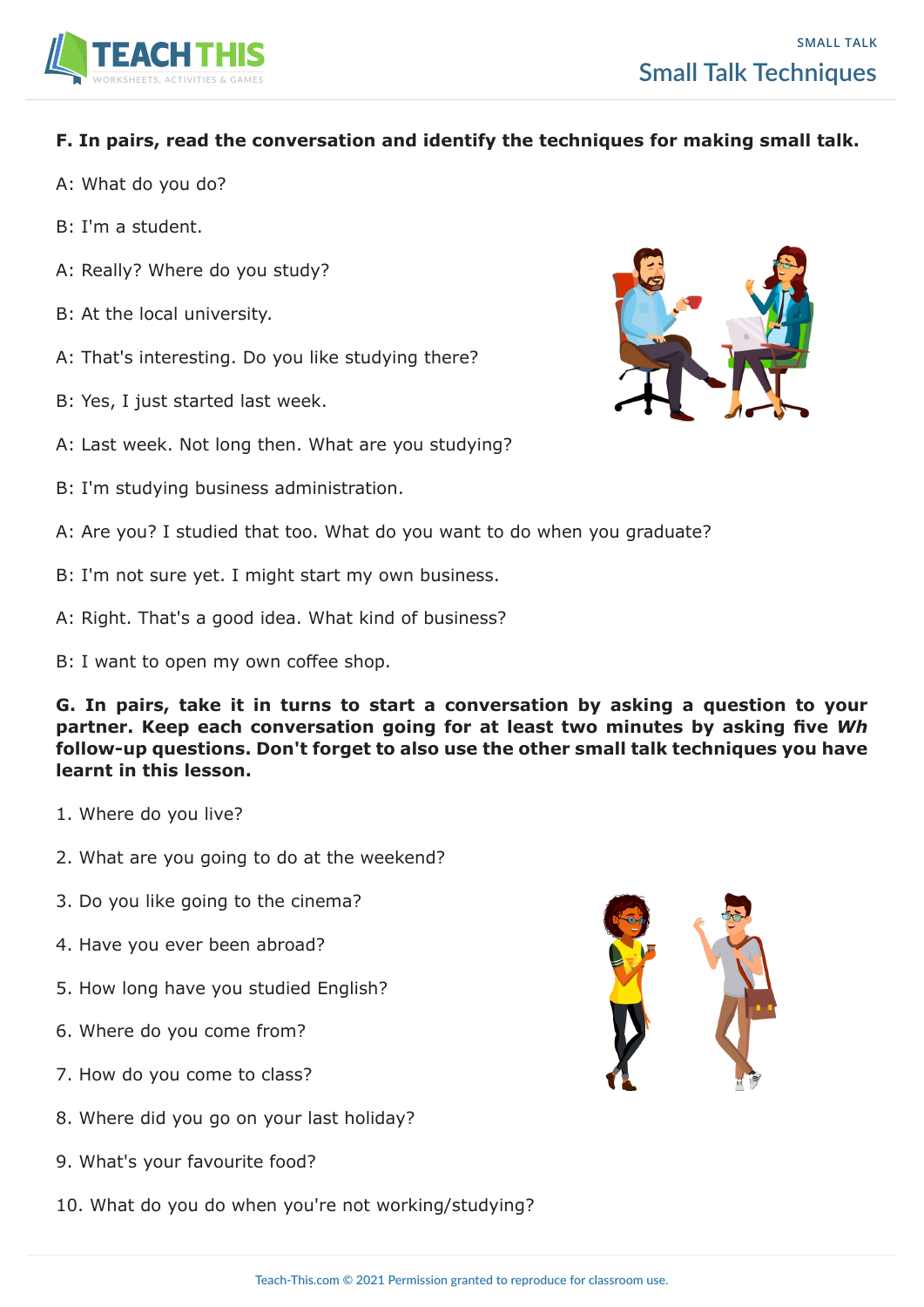**F. In pairs, read the conversation and identify the techniques for making small talk.**

A: What do you do?

B: I'm a student.

A: Really? Where do you study?

B: At the local university.

A: That's interesting. Do you like studying there?

B: Yes, I just started last week.

A: Last week. Not long then. What are you studying?

B: I'm studying business administration.

A: Are you? I studied that too. What do you want to do when you graduate?

B: I'm not sure yet. I might start my own business.

A: Right. That's a good idea. What kind of business?

B: I want to open my own coffee shop.

**G. In pairs, take it in turns to start a conversation by asking a question to your partner. Keep each conversation going for at least two minutes by asking five *Wh* follow-up questions. Don't forget to also use the other small talk techniques you have learnt in this lesson.**

1. Where do you live?
2. What are you going to do at the weekend?
3. Do you like going to the cinema?
4. Have you ever been abroad?
5. How long have you studied English?
6. Where do you come from?
7. How do you come to class?
8. Where did you go on your last holiday?
9. What's your favourite food?
10. What do you do when you're not working/studying?